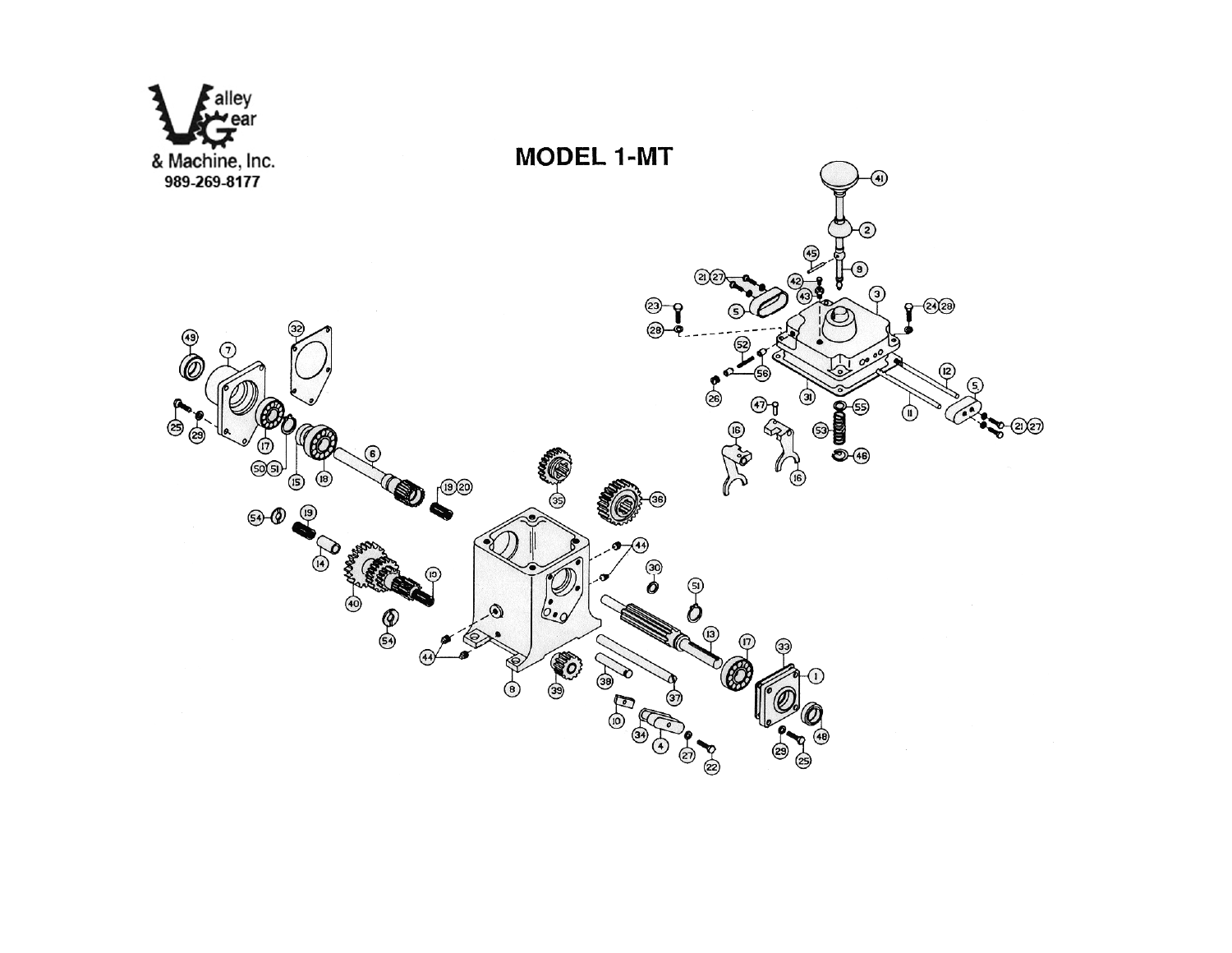Valley Gear & Machine, Inc.
989-269-8177

# MODEL 1-MT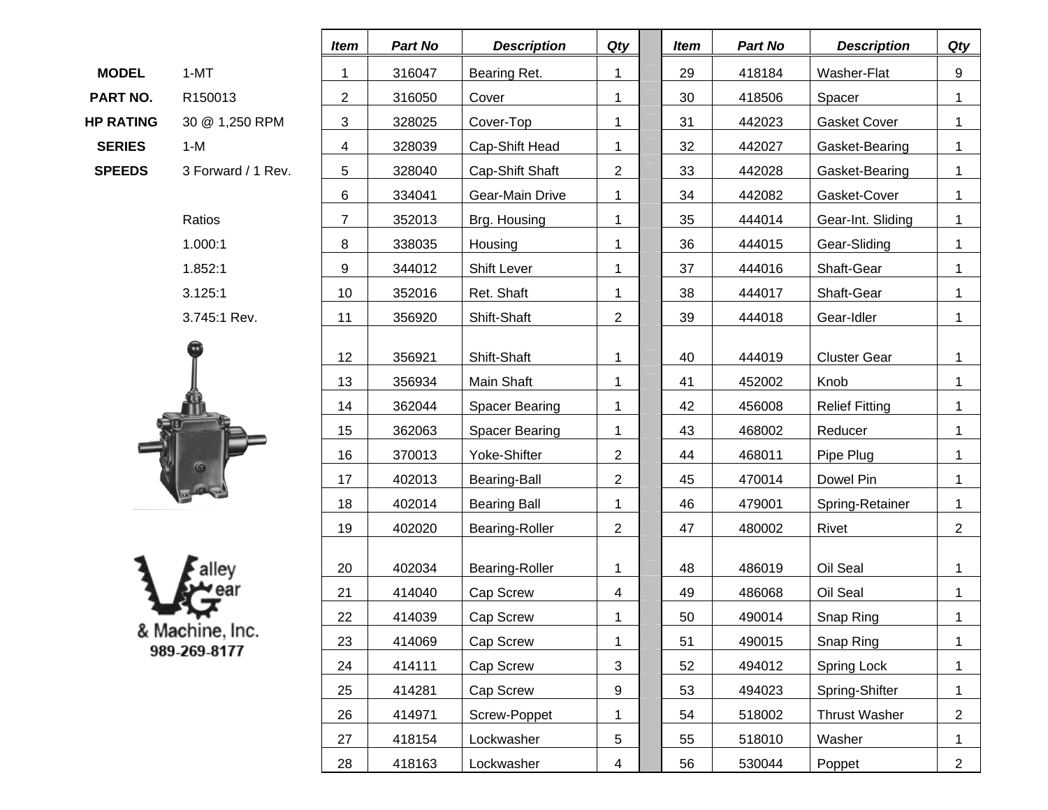| | |
|---|---|
| **MODEL** | 1-MT |
| **PART NO.** | R150013 |
| **HP RATING** | 30 @ 1,250 RPM |
| **SERIES** | 1-M |
| **SPEEDS** | 3 Forward / 1 Rev. |

Ratios
1.000:1
1.852:1
3.125:1
3.745:1 Rev.

alley Gear & Machine, Inc.
989-269-8177

| *Item* | *Part No* | *Description* | *Qty* | *Item* | *Part No* | *Description* | *Qty* |
|---|---|---|---|---|---|---|---|
| 1 | 316047 | Bearing Ret. | 1 | 29 | 418184 | Washer-Flat | 9 |
| 2 | 316050 | Cover | 1 | 30 | 418506 | Spacer | 1 |
| 3 | 328025 | Cover-Top | 1 | 31 | 442023 | Gasket Cover | 1 |
| 4 | 328039 | Cap-Shift Head | 1 | 32 | 442027 | Gasket-Bearing | 1 |
| 5 | 328040 | Cap-Shift Shaft | 2 | 33 | 442028 | Gasket-Bearing | 1 |
| 6 | 334041 | Gear-Main Drive | 1 | 34 | 442082 | Gasket-Cover | 1 |
| 7 | 352013 | Brg. Housing | 1 | 35 | 444014 | Gear-Int. Sliding | 1 |
| 8 | 338035 | Housing | 1 | 36 | 444015 | Gear-Sliding | 1 |
| 9 | 344012 | Shift Lever | 1 | 37 | 444016 | Shaft-Gear | 1 |
| 10 | 352016 | Ret. Shaft | 1 | 38 | 444017 | Shaft-Gear | 1 |
| 11 | 356920 | Shift-Shaft | 2 | 39 | 444018 | Gear-Idler | 1 |
| 12 | 356921 | Shift-Shaft | 1 | 40 | 444019 | Cluster Gear | 1 |
| 13 | 356934 | Main Shaft | 1 | 41 | 452002 | Knob | 1 |
| 14 | 362044 | Spacer Bearing | 1 | 42 | 456008 | Relief Fitting | 1 |
| 15 | 362063 | Spacer Bearing | 1 | 43 | 468002 | Reducer | 1 |
| 16 | 370013 | Yoke-Shifter | 2 | 44 | 468011 | Pipe Plug | 1 |
| 17 | 402013 | Bearing-Ball | 2 | 45 | 470014 | Dowel Pin | 1 |
| 18 | 402014 | Bearing Ball | 1 | 46 | 479001 | Spring-Retainer | 1 |
| 19 | 402020 | Bearing-Roller | 2 | 47 | 480002 | Rivet | 2 |
| 20 | 402034 | Bearing-Roller | 1 | 48 | 486019 | Oil Seal | 1 |
| 21 | 414040 | Cap Screw | 4 | 49 | 486068 | Oil Seal | 1 |
| 22 | 414039 | Cap Screw | 1 | 50 | 490014 | Snap Ring | 1 |
| 23 | 414069 | Cap Screw | 1 | 51 | 490015 | Snap Ring | 1 |
| 24 | 414111 | Cap Screw | 3 | 52 | 494012 | Spring Lock | 1 |
| 25 | 414281 | Cap Screw | 9 | 53 | 494023 | Spring-Shifter | 1 |
| 26 | 414971 | Screw-Poppet | 1 | 54 | 518002 | Thrust Washer | 2 |
| 27 | 418154 | Lockwasher | 5 | 55 | 518010 | Washer | 1 |
| 28 | 418163 | Lockwasher | 4 | 56 | 530044 | Poppet | 2 |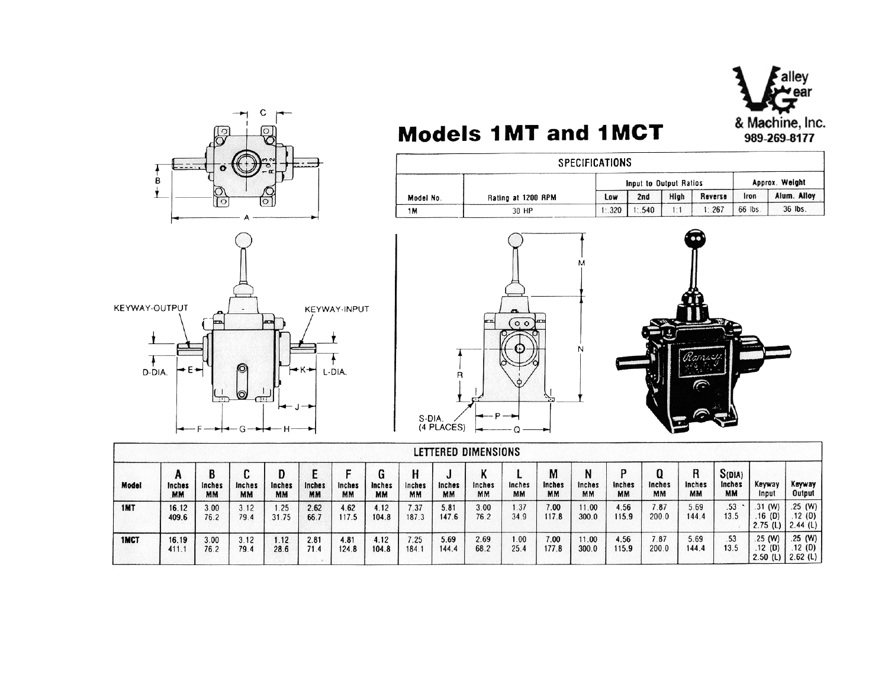Valley Gear & Machine, Inc.
989-269-8177

# Models 1MT and 1MCT

| SPECIFICATIONS | | | | | | | |
|---|---|---|---|---|---|---|---|
| | | Input to Output Ratios | | | | Approx. Weight | |
| Model No. | Rating at 1200 RPM | Low | 2nd | High | Reverse | Iron | Alum. Alloy |
| 1M | 30 HP | 1:.320 | 1:.540 | 1:1 | 1:.267 | 66 lbs. | 36 lbs. |

KEYWAY-OUTPUT

KEYWAY-INPUT

D-DIA.

L-DIA.

S-DIA. (4 PLACES)

| LETTERED DIMENSIONS | | | | | | | | | | | | | | | | | | | |
|---|---|---|---|---|---|---|---|---|---|---|---|---|---|---|---|---|---|---|---|
| Model | A Inches MM | B Inches MM | C Inches MM | D Inches MM | E Inches MM | F Inches MM | G Inches MM | H Inches MM | J Inches MM | K Inches MM | L Inches MM | M Inches MM | N Inches MM | P Inches MM | Q Inches MM | R Inches MM | S(DIA) Inches MM | Keyway Input | Keyway Output |
| 1MT | 16.12 409.6 | 3.00 76.2 | 3.12 79.4 | 1.25 31.75 | 2.62 66.7 | 4.62 117.5 | 4.12 104.8 | 7.37 187.3 | 5.81 147.6 | 3.00 76.2 | 1.37 34.9 | 7.00 117.8 | 11.00 300.0 | 4.56 115.9 | 7.87 200.0 | 5.69 144.4 | .53 13.5 | .31 (W) .16 (D) 2.75 (L) | .25 (W) .12 (D) 2.44 (L) |
| 1MCT | 16.19 411.1 | 3.00 76.2 | 3.12 79.4 | 1.12 28.6 | 2.81 71.4 | 4.81 124.8 | 4.12 104.8 | 7.25 184.1 | 5.69 144.4 | 2.69 68.2 | 1.00 25.4 | 7.00 177.8 | 11.00 300.0 | 4.56 115.9 | 7.87 200.0 | 5.69 144.4 | .53 13.5 | .25 (W) .12 (D) 2.50 (L) | .25 (W) .12 (D) 2.62 (L) |